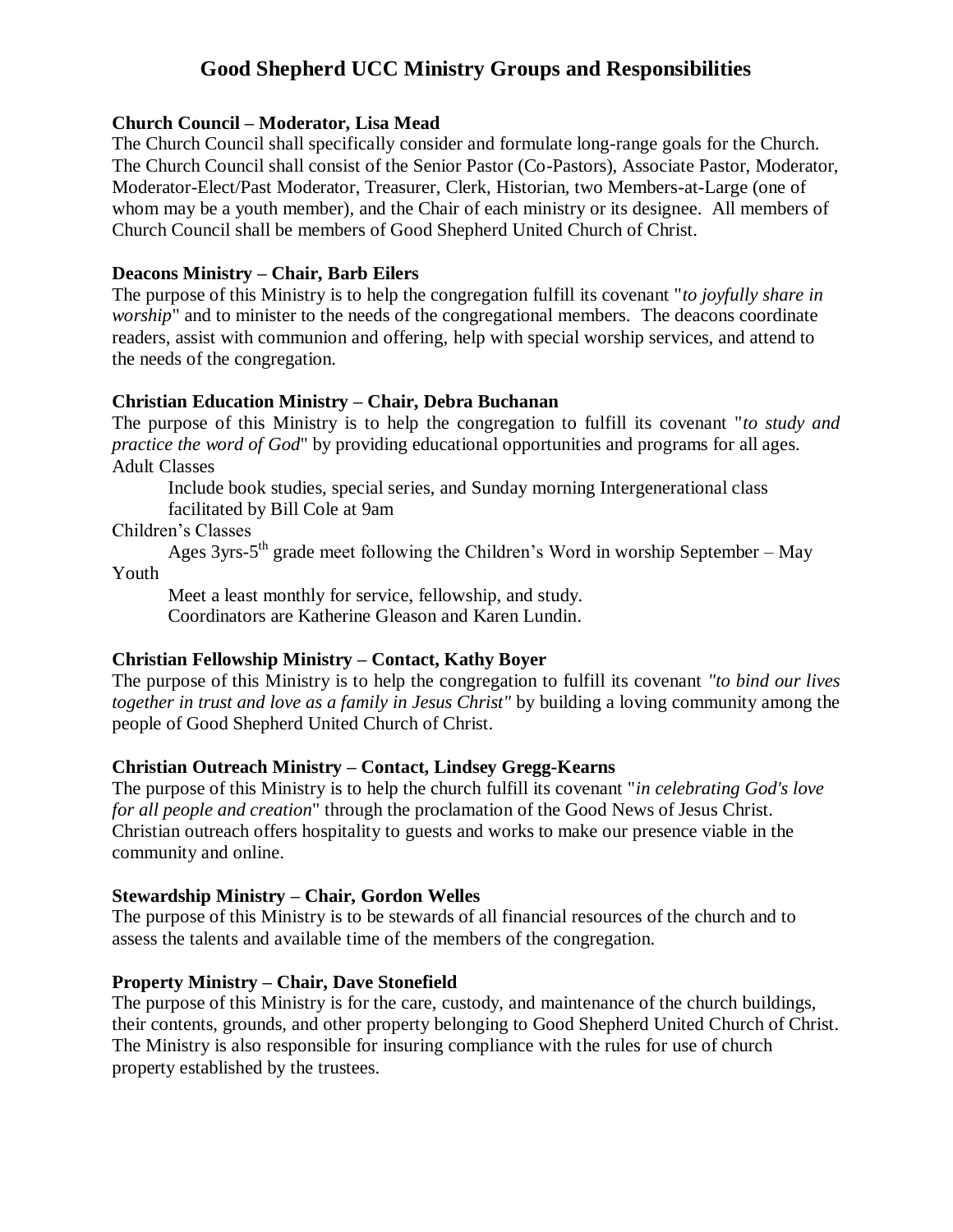# Good Shepherd UCC Ministry Groups and Responsibilities

**Church Council – Moderator, Lisa Mead**

The Church Council shall specifically consider and formulate long-range goals for the Church. The Church Council shall consist of the Senior Pastor (Co-Pastors), Associate Pastor, Moderator, Moderator-Elect/Past Moderator, Treasurer, Clerk, Historian, two Members-at-Large (one of whom may be a youth member), and the Chair of each ministry or its designee. All members of Church Council shall be members of Good Shepherd United Church of Christ.

**Deacons Ministry – Chair, Barb Eilers**

The purpose of this Ministry is to help the congregation fulfill its covenant "*to joyfully share in worship*" and to minister to the needs of the congregational members. The deacons coordinate readers, assist with communion and offering, help with special worship services, and attend to the needs of the congregation.

**Christian Education Ministry – Chair, Debra Buchanan**

The purpose of this Ministry is to help the congregation to fulfill its covenant "*to study and practice the word of God*" by providing educational opportunities and programs for all ages.

Adult Classes

Include book studies, special series, and Sunday morning Intergenerational class facilitated by Bill Cole at 9am

Children's Classes

Ages 3yrs-5th grade meet following the Children's Word in worship September – May

Youth

Meet a least monthly for service, fellowship, and study.
Coordinators are Katherine Gleason and Karen Lundin.

**Christian Fellowship Ministry – Contact, Kathy Boyer**

The purpose of this Ministry is to help the congregation to fulfill its covenant *"to bind our lives together in trust and love as a family in Jesus Christ"* by building a loving community among the people of Good Shepherd United Church of Christ.

**Christian Outreach Ministry – Contact, Lindsey Gregg-Kearns**

The purpose of this Ministry is to help the church fulfill its covenant "*in celebrating God's love for all people and creation*" through the proclamation of the Good News of Jesus Christ. Christian outreach offers hospitality to guests and works to make our presence viable in the community and online.

**Stewardship Ministry – Chair, Gordon Welles**

The purpose of this Ministry is to be stewards of all financial resources of the church and to assess the talents and available time of the members of the congregation.

**Property Ministry – Chair, Dave Stonefield**

The purpose of this Ministry is for the care, custody, and maintenance of the church buildings, their contents, grounds, and other property belonging to Good Shepherd United Church of Christ. The Ministry is also responsible for insuring compliance with the rules for use of church property established by the trustees.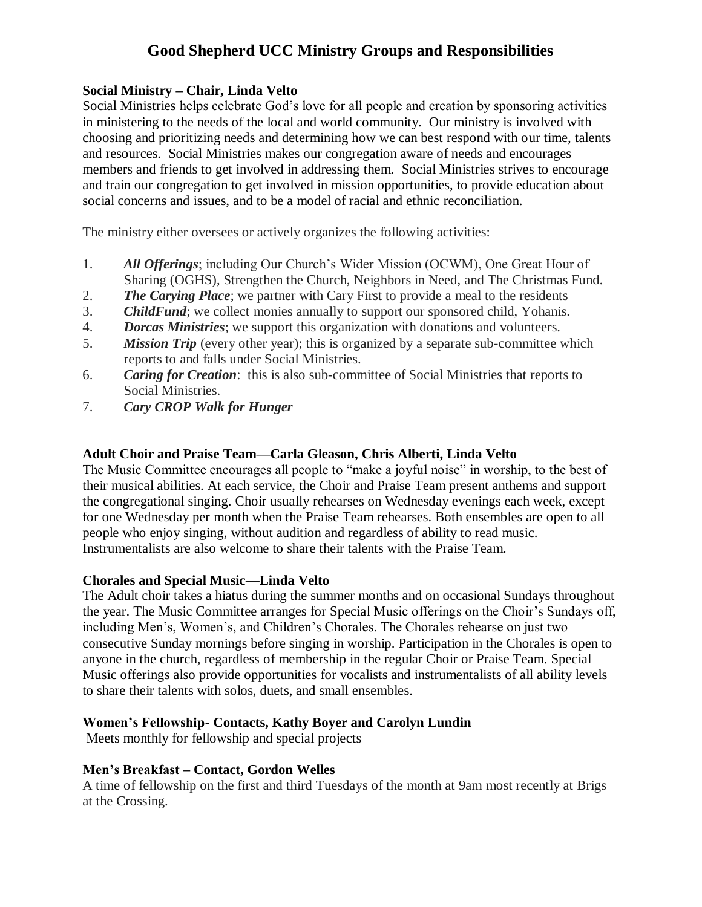# Good Shepherd UCC Ministry Groups and Responsibilities

**Social Ministry – Chair, Linda Velto**

Social Ministries helps celebrate God's love for all people and creation by sponsoring activities in ministering to the needs of the local and world community. Our ministry is involved with choosing and prioritizing needs and determining how we can best respond with our time, talents and resources. Social Ministries makes our congregation aware of needs and encourages members and friends to get involved in addressing them. Social Ministries strives to encourage and train our congregation to get involved in mission opportunities, to provide education about social concerns and issues, and to be a model of racial and ethnic reconciliation.

The ministry either oversees or actively organizes the following activities:

1. ***All Offerings***; including Our Church's Wider Mission (OCWM), One Great Hour of Sharing (OGHS), Strengthen the Church, Neighbors in Need, and The Christmas Fund.
2. ***The Carying Place***; we partner with Cary First to provide a meal to the residents
3. ***ChildFund***; we collect monies annually to support our sponsored child, Yohanis.
4. ***Dorcas Ministries***; we support this organization with donations and volunteers.
5. ***Mission Trip*** (every other year); this is organized by a separate sub-committee which reports to and falls under Social Ministries.
6. ***Caring for Creation***: this is also sub-committee of Social Ministries that reports to Social Ministries.
7. ***Cary CROP Walk for Hunger***

**Adult Choir and Praise Team—Carla Gleason, Chris Alberti, Linda Velto**

The Music Committee encourages all people to "make a joyful noise" in worship, to the best of their musical abilities. At each service, the Choir and Praise Team present anthems and support the congregational singing. Choir usually rehearses on Wednesday evenings each week, except for one Wednesday per month when the Praise Team rehearses. Both ensembles are open to all people who enjoy singing, without audition and regardless of ability to read music. Instrumentalists are also welcome to share their talents with the Praise Team.

**Chorales and Special Music—Linda Velto**

The Adult choir takes a hiatus during the summer months and on occasional Sundays throughout the year. The Music Committee arranges for Special Music offerings on the Choir's Sundays off, including Men's, Women's, and Children's Chorales. The Chorales rehearse on just two consecutive Sunday mornings before singing in worship. Participation in the Chorales is open to anyone in the church, regardless of membership in the regular Choir or Praise Team. Special Music offerings also provide opportunities for vocalists and instrumentalists of all ability levels to share their talents with solos, duets, and small ensembles.

**Women's Fellowship- Contacts, Kathy Boyer and Carolyn Lundin**

Meets monthly for fellowship and special projects

**Men's Breakfast – Contact, Gordon Welles**

A time of fellowship on the first and third Tuesdays of the month at 9am most recently at Brigs at the Crossing.